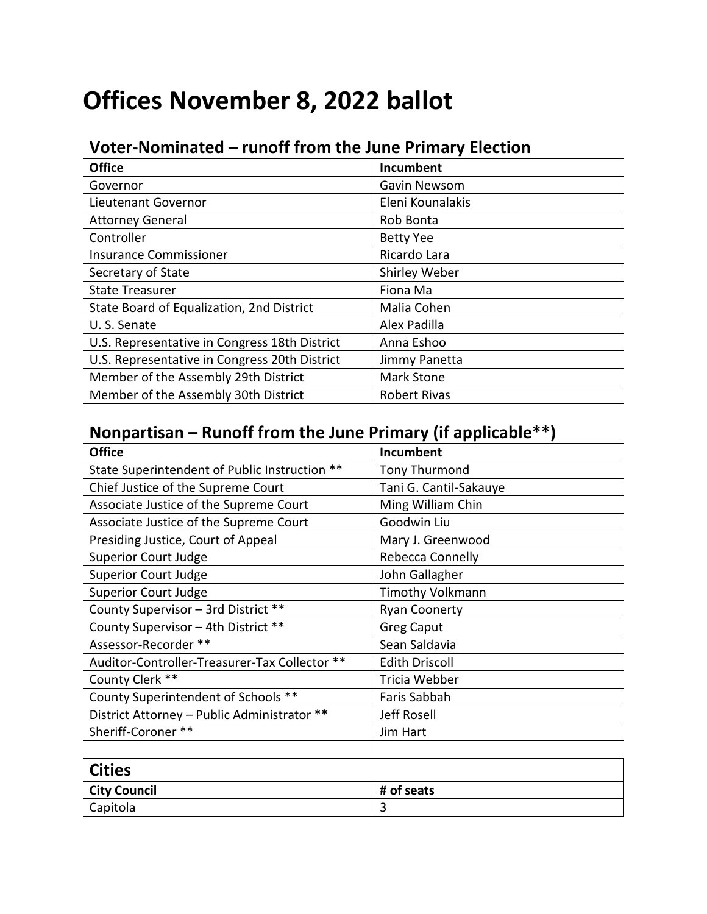# Offices November 8, 2022 ballot

## Voter-Nominated – runoff from the June Primary Election

| Office | Incumbent |
|---|---|
| Governor | Gavin Newsom |
| Lieutenant Governor | Eleni Kounalakis |
| Attorney General | Rob Bonta |
| Controller | Betty Yee |
| Insurance Commissioner | Ricardo Lara |
| Secretary of State | Shirley Weber |
| State Treasurer | Fiona Ma |
| State Board of Equalization, 2nd District | Malia Cohen |
| U. S. Senate | Alex Padilla |
| U.S. Representative in Congress 18th District | Anna Eshoo |
| U.S. Representative in Congress 20th District | Jimmy Panetta |
| Member of the Assembly 29th District | Mark Stone |
| Member of the Assembly 30th District | Robert Rivas |

## Nonpartisan – Runoff from the June Primary (if applicable**)

| Office | Incumbent |
|---|---|
| State Superintendent of Public Instruction ** | Tony Thurmond |
| Chief Justice of the Supreme Court | Tani G. Cantil-Sakauye |
| Associate Justice of the Supreme Court | Ming William Chin |
| Associate Justice of the Supreme Court | Goodwin Liu |
| Presiding Justice, Court of Appeal | Mary J. Greenwood |
| Superior Court Judge | Rebecca Connelly |
| Superior Court Judge | John Gallagher |
| Superior Court Judge | Timothy Volkmann |
| County Supervisor – 3rd District ** | Ryan Coonerty |
| County Supervisor – 4th District ** | Greg Caput |
| Assessor-Recorder ** | Sean Saldavia |
| Auditor-Controller-Treasurer-Tax Collector ** | Edith Driscoll |
| County Clerk ** | Tricia Webber |
| County Superintendent of Schools ** | Faris Sabbah |
| District Attorney – Public Administrator ** | Jeff Rosell |
| Sheriff-Coroner ** | Jim Hart |

## Cities

| City Council | # of seats |
|---|---|
| Capitola | 3 |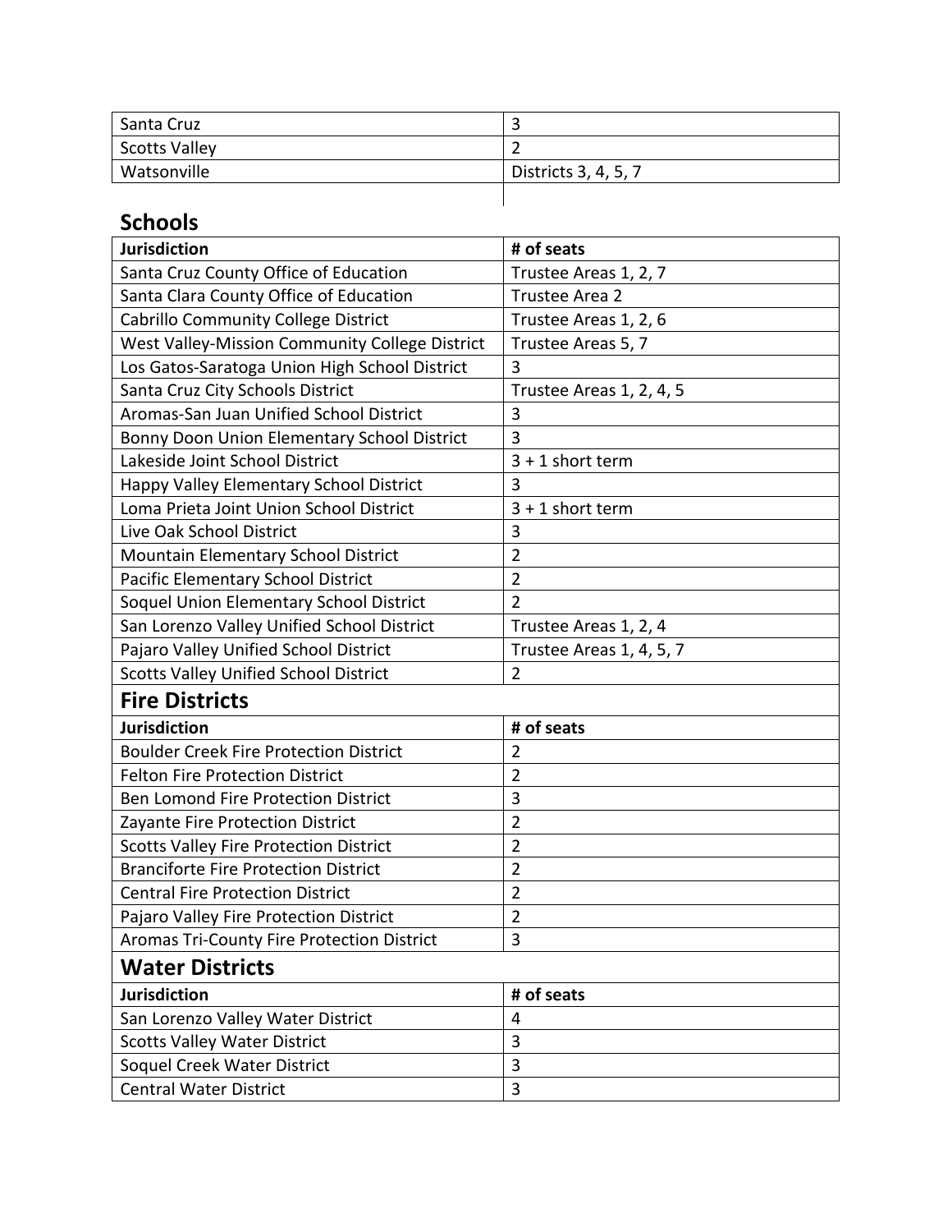| | |
|---|---|
| Santa Cruz | 3 |
| Scotts Valley | 2 |
| Watsonville | Districts 3, 4, 5, 7 |

## Schools

| Jurisdiction | # of seats |
|---|---|
| Santa Cruz County Office of Education | Trustee Areas 1, 2, 7 |
| Santa Clara County Office of Education | Trustee Area 2 |
| Cabrillo Community College District | Trustee Areas 1, 2, 6 |
| West Valley-Mission Community College District | Trustee Areas 5, 7 |
| Los Gatos-Saratoga Union High School District | 3 |
| Santa Cruz City Schools District | Trustee Areas 1, 2, 4, 5 |
| Aromas-San Juan Unified School District | 3 |
| Bonny Doon Union Elementary School District | 3 |
| Lakeside Joint School District | 3 + 1 short term |
| Happy Valley Elementary School District | 3 |
| Loma Prieta Joint Union School District | 3 + 1 short term |
| Live Oak School District | 3 |
| Mountain Elementary School District | 2 |
| Pacific Elementary School District | 2 |
| Soquel Union Elementary School District | 2 |
| San Lorenzo Valley Unified School District | Trustee Areas 1, 2, 4 |
| Pajaro Valley Unified School District | Trustee Areas 1, 4, 5, 7 |
| Scotts Valley Unified School District | 2 |

## Fire Districts

| Jurisdiction | # of seats |
|---|---|
| Boulder Creek Fire Protection District | 2 |
| Felton Fire Protection District | 2 |
| Ben Lomond Fire Protection District | 3 |
| Zayante Fire Protection District | 2 |
| Scotts Valley Fire Protection District | 2 |
| Branciforte Fire Protection District | 2 |
| Central Fire Protection District | 2 |
| Pajaro Valley Fire Protection District | 2 |
| Aromas Tri-County Fire Protection District | 3 |

## Water Districts

| Jurisdiction | # of seats |
|---|---|
| San Lorenzo Valley Water District | 4 |
| Scotts Valley Water District | 3 |
| Soquel Creek Water District | 3 |
| Central Water District | 3 |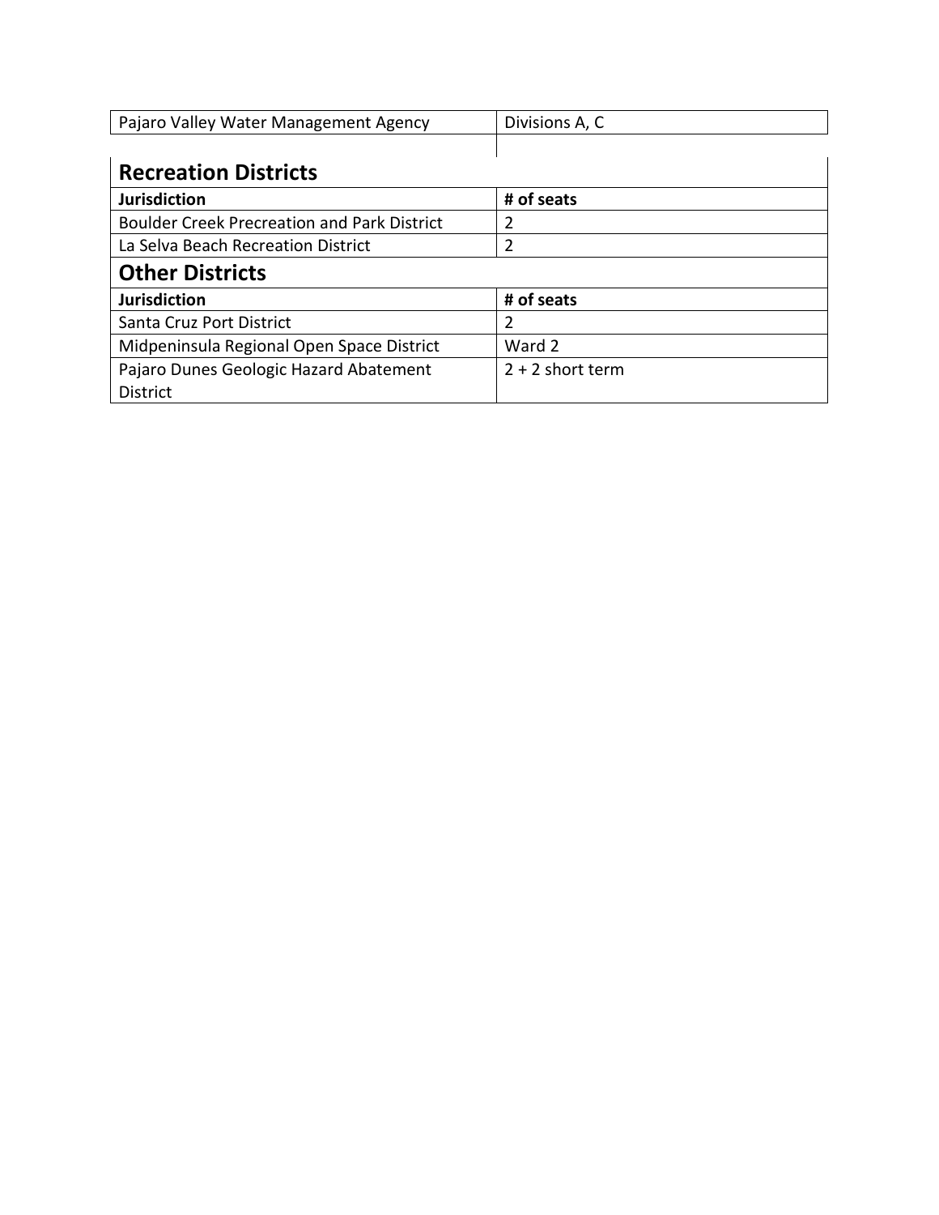| | |
|---|---|
| Pajaro Valley Water Management Agency | Divisions A, C |

## Recreation Districts

| Jurisdiction | # of seats |
|---|---|
| Boulder Creek Precreation and Park District | 2 |
| La Selva Beach Recreation District | 2 |

## Other Districts

| Jurisdiction | # of seats |
|---|---|
| Santa Cruz Port District | 2 |
| Midpeninsula Regional Open Space District | Ward 2 |
| Pajaro Dunes Geologic Hazard Abatement District | 2 + 2 short term |